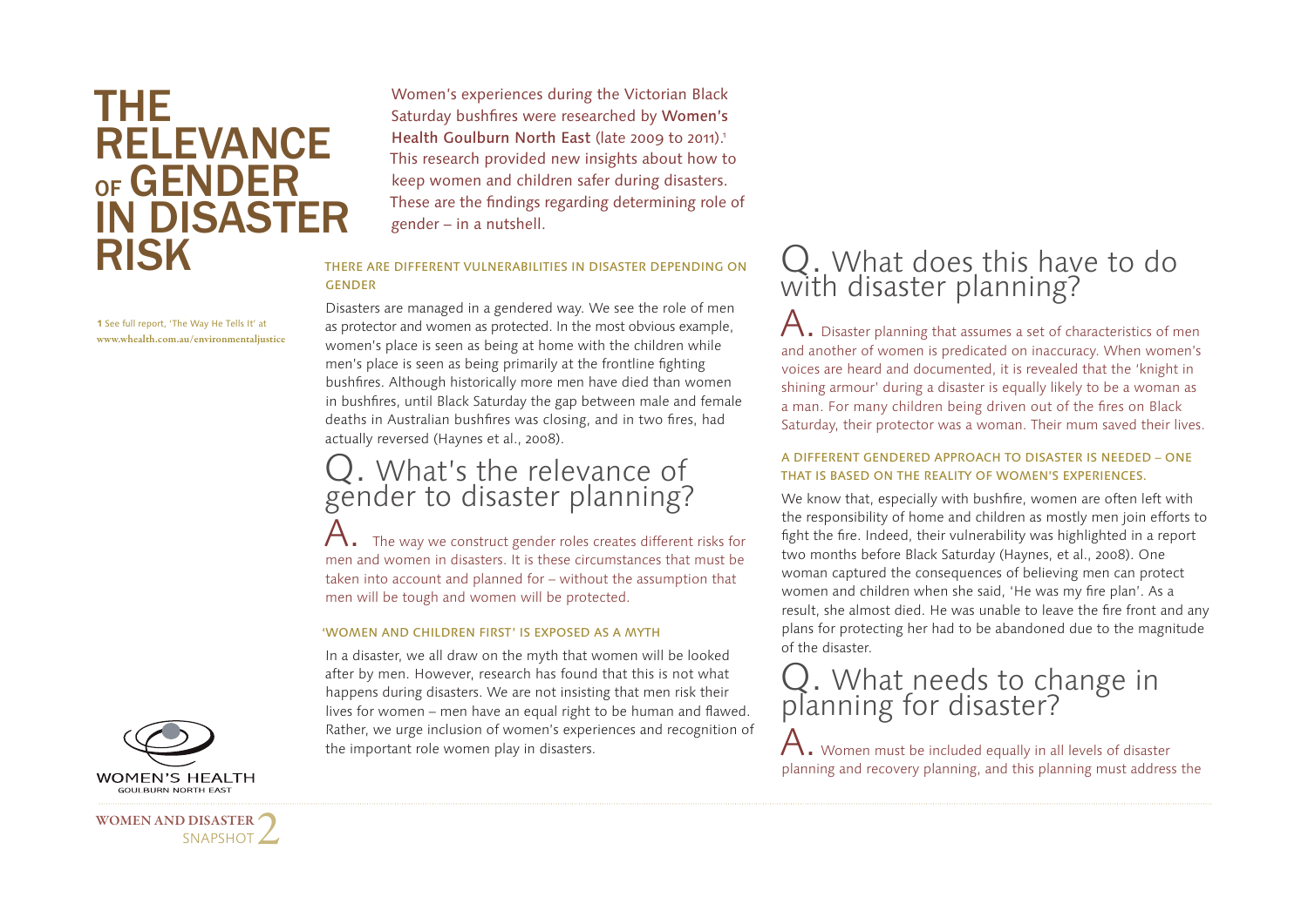# THE RELEVANCE OF GENDER IN DISASTER RISK

Women's experiences during the Victorian Black Saturday bushfires were researched by **Women's Health Goulburn North East** (late 2009 to 2011).[1] This research provided new insights about how to keep women and children safer during disasters. These are the findings regarding determining role of gender – in a nutshell.

[1] See full report, 'The Way He Tells It' at **www.whealth.com.au/environmentaljustice**

### THERE ARE DIFFERENT VULNERABILITIES IN DISASTER DEPENDING ON GENDER

Disasters are managed in a gendered way. We see the role of men as protector and women as protected. In the most obvious example, women's place is seen as being at home with the children while men's place is seen as being primarily at the frontline fighting bushfires. Although historically more men have died than women in bushfires, until Black Saturday the gap between male and female deaths in Australian bushfires was closing, and in two fires, had actually reversed (Haynes et al., 2008).

## Q. What's the relevance of gender to disaster planning?

A. The way we construct gender roles creates different risks for men and women in disasters. It is these circumstances that must be taken into account and planned for – without the assumption that men will be tough and women will be protected.

### 'WOMEN AND CHILDREN FIRST' IS EXPOSED AS A MYTH

In a disaster, we all draw on the myth that women will be looked after by men. However, research has found that this is not what happens during disasters. We are not insisting that men risk their lives for women – men have an equal right to be human and flawed. Rather, we urge inclusion of women's experiences and recognition of the important role women play in disasters.

## Q. What does this have to do with disaster planning?

A. Disaster planning that assumes a set of characteristics of men and another of women is predicated on inaccuracy. When women's voices are heard and documented, it is revealed that the 'knight in shining armour' during a disaster is equally likely to be a woman as a man. For many children being driven out of the fires on Black Saturday, their protector was a woman. Their mum saved their lives.

### A DIFFERENT GENDERED APPROACH TO DISASTER IS NEEDED – ONE THAT IS BASED ON THE REALITY OF WOMEN'S EXPERIENCES.

We know that, especially with bushfire, women are often left with the responsibility of home and children as mostly men join efforts to fight the fire. Indeed, their vulnerability was highlighted in a report two months before Black Saturday (Haynes, et al., 2008). One woman captured the consequences of believing men can protect women and children when she said, 'He was my fire plan'. As a result, she almost died. He was unable to leave the fire front and any plans for protecting her had to be abandoned due to the magnitude of the disaster.

## Q. What needs to change in planning for disaster?

A. Women must be included equally in all levels of disaster planning and recovery planning, and this planning must address the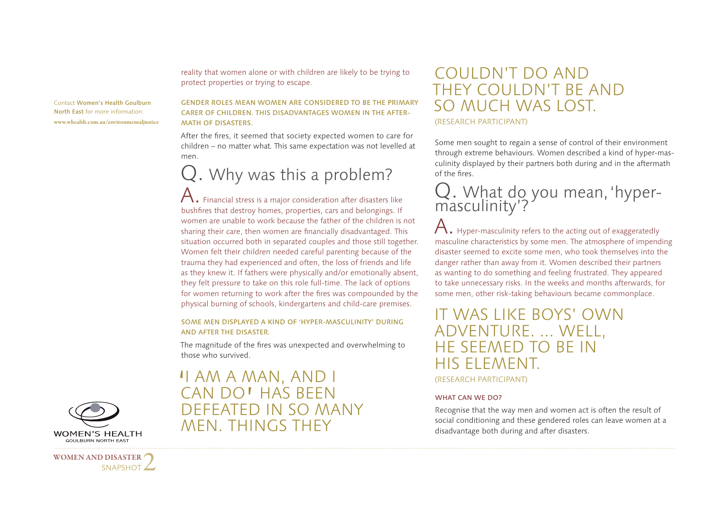reality that women alone or with children are likely to be trying to protect properties or trying to escape.

Contact Women's Health Goulburn North East for more information: www.whealth.com.au/environmentaljustice

### GENDER ROLES MEAN WOMEN ARE CONSIDERED TO BE THE PRIMARY CARER OF CHILDREN. THIS DISADVANTAGES WOMEN IN THE AFTERMATH OF DISASTERS.

After the fires, it seemed that society expected women to care for children – no matter what. This same expectation was not levelled at men.

## Q. Why was this a problem?

**A.** Financial stress is a major consideration after disasters like bushfires that destroy homes, properties, cars and belongings. If women are unable to work because the father of the children is not sharing their care, then women are financially disadvantaged. This situation occurred both in separated couples and those still together. Women felt their children needed careful parenting because of the trauma they had experienced and often, the loss of friends and life as they knew it. If fathers were physically and/or emotionally absent, they felt pressure to take on this role full-time. The lack of options for women returning to work after the fires was compounded by the physical burning of schools, kindergartens and child-care premises.

### SOME MEN DISPLAYED A KIND OF 'HYPER-MASCULINITY' DURING AND AFTER THE DISASTER.

The magnitude of the fires was unexpected and overwhelming to those who survived.

> 'I AM A MAN, AND I CAN DO' HAS BEEN DEFEATED IN SO MANY MEN. THINGS THEY COULDN'T DO AND THEY COULDN'T BE AND SO MUCH WAS LOST.
>
> (RESEARCH PARTICIPANT)

Some men sought to regain a sense of control of their environment through extreme behaviours. Women described a kind of hyper-masculinity displayed by their partners both during and in the aftermath of the fires.

## Q. What do you mean, 'hyper-masculinity'?

**A.** Hyper-masculinity refers to the acting out of exaggeratedly masculine characteristics by some men. The atmosphere of impending disaster seemed to excite some men, who took themselves into the danger rather than away from it. Women described their partners as wanting to do something and feeling frustrated. They appeared to take unnecessary risks. In the weeks and months afterwards, for some men, other risk-taking behaviours became commonplace.

> IT WAS LIKE BOYS' OWN ADVENTURE. ... WELL, HE SEEMED TO BE IN HIS ELEMENT.
>
> (RESEARCH PARTICIPANT)

### WHAT CAN WE DO?

Recognise that the way men and women act is often the result of social conditioning and these gendered roles can leave women at a disadvantage both during and after disasters.

WOMEN'S HEALTH GOULBURN NORTH EAST

WOMEN AND DISASTER SNAPSHOT 2